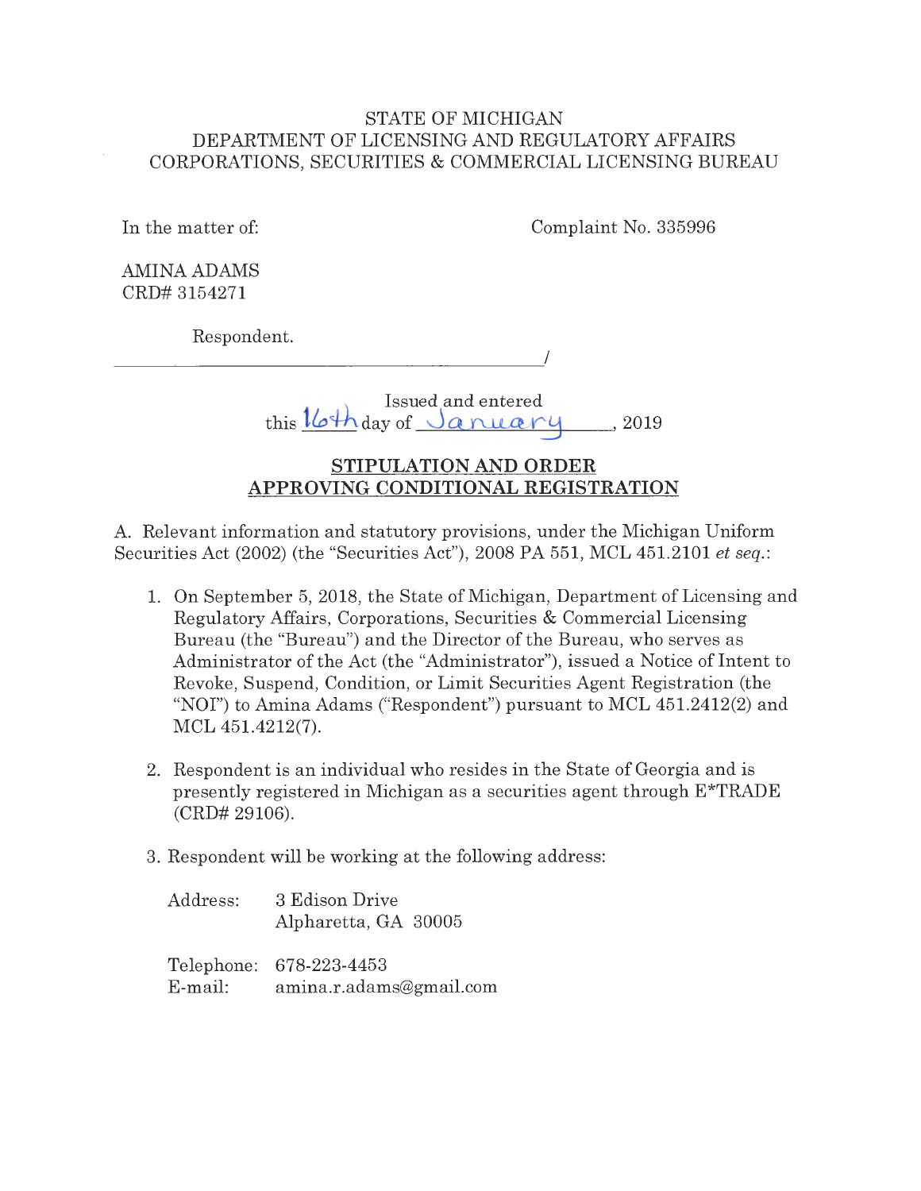STATE OF MICHIGAN
DEPARTMENT OF LICENSING AND REGULATORY AFFAIRS
CORPORATIONS, SECURITIES & COMMERCIAL LICENSING BUREAU

In the matter of: Complaint No. 335996

AMINA ADAMS
CRD# 3154271

Respondent.

_______________________________________/

Issued and entered
this 16th day of January, 2019

## STIPULATION AND ORDER APPROVING CONDITIONAL REGISTRATION

A. Relevant information and statutory provisions, under the Michigan Uniform Securities Act (2002) (the "Securities Act"), 2008 PA 551, MCL 451.2101 *et seq.*:

1. On September 5, 2018, the State of Michigan, Department of Licensing and Regulatory Affairs, Corporations, Securities & Commercial Licensing Bureau (the "Bureau") and the Director of the Bureau, who serves as Administrator of the Act (the "Administrator"), issued a Notice of Intent to Revoke, Suspend, Condition, or Limit Securities Agent Registration (the "NOI") to Amina Adams ("Respondent") pursuant to MCL 451.2412(2) and MCL 451.4212(7).

2. Respondent is an individual who resides in the State of Georgia and is presently registered in Michigan as a securities agent through E*TRADE (CRD# 29106).

3. Respondent will be working at the following address:

   Address: 3 Edison Drive
   Alpharetta, GA 30005

   Telephone: 678-223-4453
   E-mail: amina.r.adams@gmail.com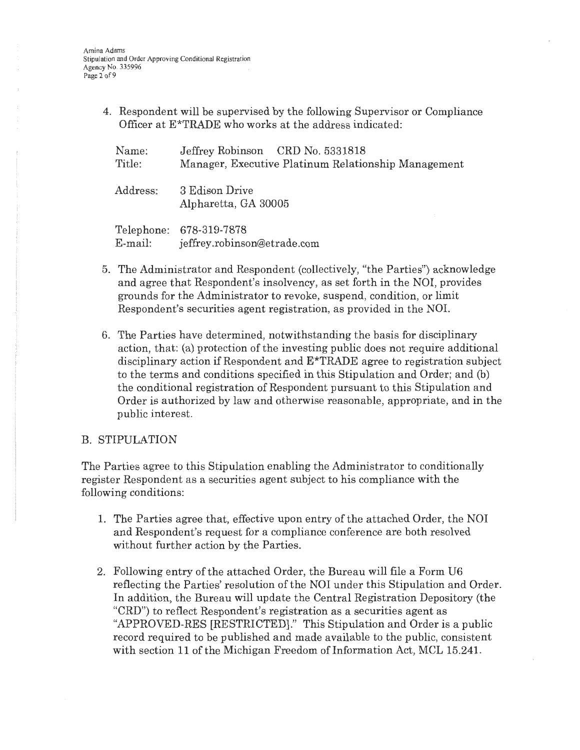4. Respondent will be supervised by the following Supervisor or Compliance Officer at E*TRADE who works at the address indicated:

   Name: Jeffrey Robinson CRD No. 5331818
   Title: Manager, Executive Platinum Relationship Management

   Address: 3 Edison Drive
   Alpharetta, GA 30005

   Telephone: 678-319-7878
   E-mail: jeffrey.robinson@etrade.com

5. The Administrator and Respondent (collectively, "the Parties") acknowledge and agree that Respondent's insolvency, as set forth in the NOI, provides grounds for the Administrator to revoke, suspend, condition, or limit Respondent's securities agent registration, as provided in the NOI.

6. The Parties have determined, notwithstanding the basis for disciplinary action, that: (a) protection of the investing public does not require additional disciplinary action if Respondent and E*TRADE agree to registration subject to the terms and conditions specified in this Stipulation and Order; and (b) the conditional registration of Respondent pursuant to this Stipulation and Order is authorized by law and otherwise reasonable, appropriate, and in the public interest.

## B. STIPULATION

The Parties agree to this Stipulation enabling the Administrator to conditionally register Respondent as a securities agent subject to his compliance with the following conditions:

1. The Parties agree that, effective upon entry of the attached Order, the NOI and Respondent's request for a compliance conference are both resolved without further action by the Parties.

2. Following entry of the attached Order, the Bureau will file a Form U6 reflecting the Parties' resolution of the NOI under this Stipulation and Order. In addition, the Bureau will update the Central Registration Depository (the "CRD") to reflect Respondent's registration as a securities agent as "APPROVED-RES [RESTRICTED]." This Stipulation and Order is a public record required to be published and made available to the public, consistent with section 11 of the Michigan Freedom of Information Act, MCL 15.241.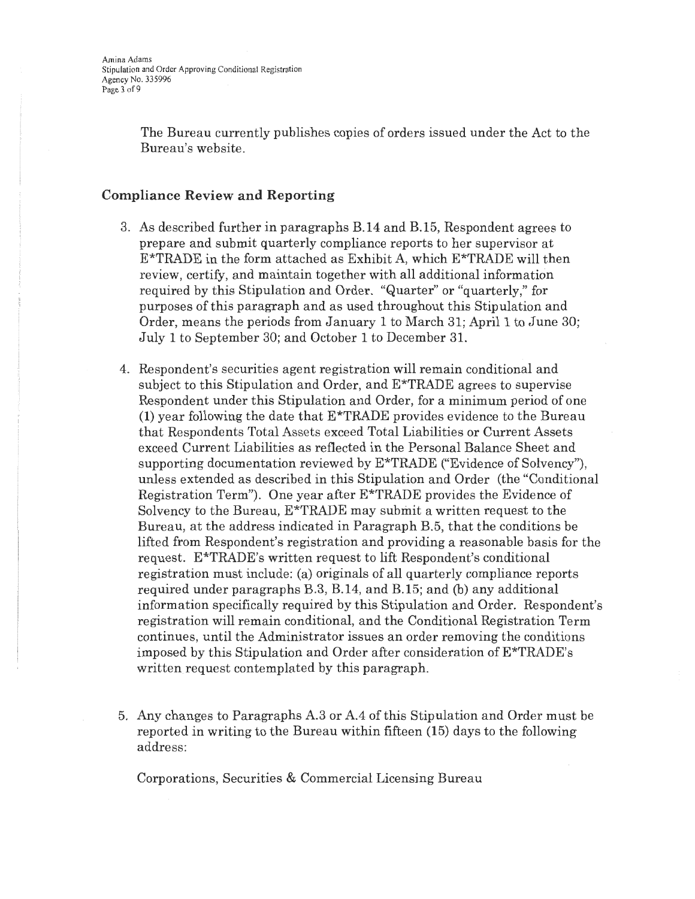The Bureau currently publishes copies of orders issued under the Act to the Bureau's website.

## Compliance Review and Reporting

3. As described further in paragraphs B.14 and B.15, Respondent agrees to prepare and submit quarterly compliance reports to her supervisor at E*TRADE in the form attached as Exhibit A, which E*TRADE will then review, certify, and maintain together with all additional information required by this Stipulation and Order. "Quarter" or "quarterly," for purposes of this paragraph and as used throughout this Stipulation and Order, means the periods from January 1 to March 31; April 1 to June 30; July 1 to September 30; and October 1 to December 31.

4. Respondent's securities agent registration will remain conditional and subject to this Stipulation and Order, and E*TRADE agrees to supervise Respondent under this Stipulation and Order, for a minimum period of one (1) year following the date that E*TRADE provides evidence to the Bureau that Respondents Total Assets exceed Total Liabilities or Current Assets exceed Current Liabilities as reflected in the Personal Balance Sheet and supporting documentation reviewed by E*TRADE ("Evidence of Solvency"), unless extended as described in this Stipulation and Order (the "Conditional Registration Term"). One year after E*TRADE provides the Evidence of Solvency to the Bureau, E*TRADE may submit a written request to the Bureau, at the address indicated in Paragraph B.5, that the conditions be lifted from Respondent's registration and providing a reasonable basis for the request. E*TRADE's written request to lift Respondent's conditional registration must include: (a) originals of all quarterly compliance reports required under paragraphs B.3, B.14, and B.15; and (b) any additional information specifically required by this Stipulation and Order. Respondent's registration will remain conditional, and the Conditional Registration Term continues, until the Administrator issues an order removing the conditions imposed by this Stipulation and Order after consideration of E*TRADE's written request contemplated by this paragraph.

5. Any changes to Paragraphs A.3 or A.4 of this Stipulation and Order must be reported in writing to the Bureau within fifteen (15) days to the following address:

   Corporations, Securities & Commercial Licensing Bureau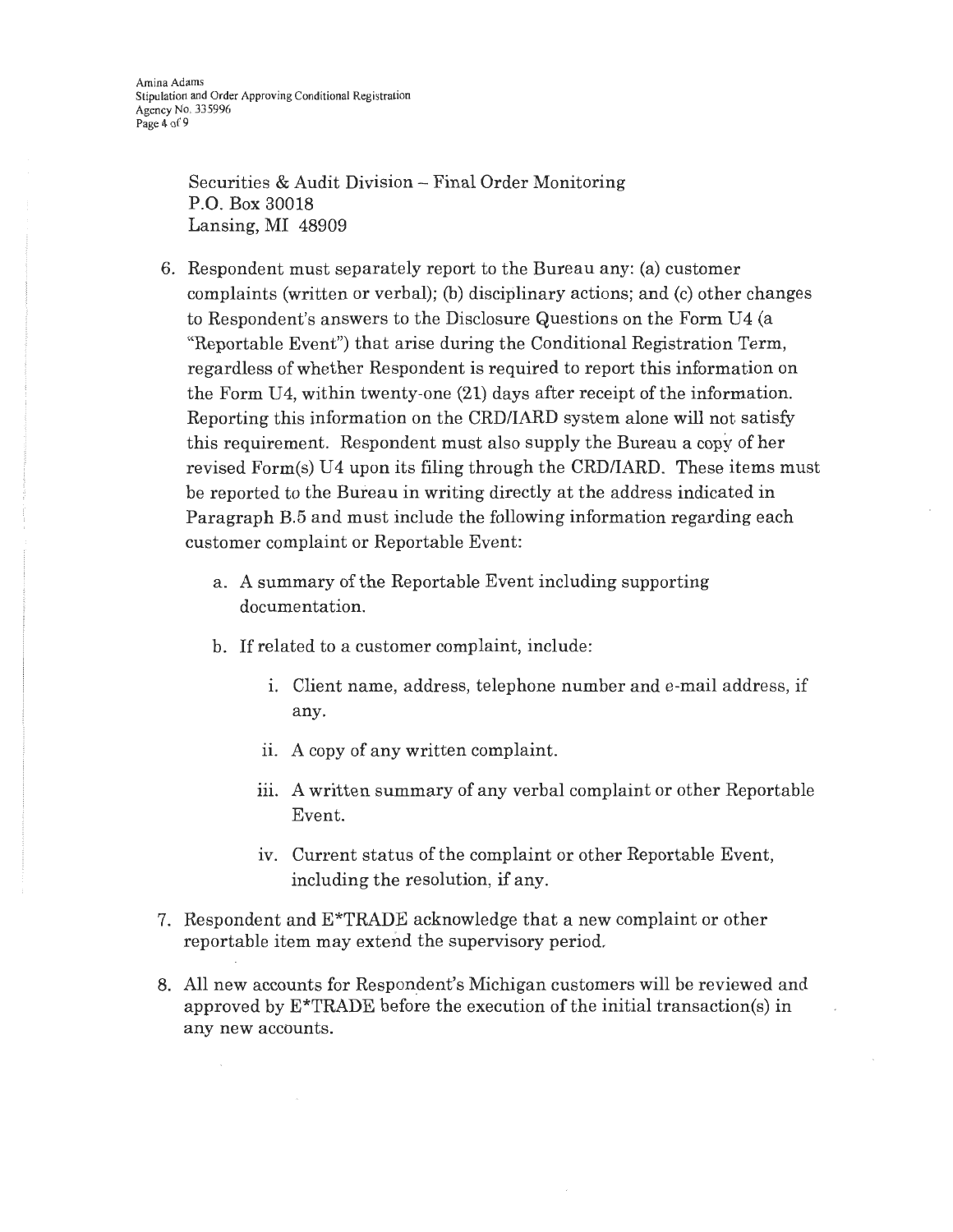Securities & Audit Division – Final Order Monitoring
P.O. Box 30018
Lansing, MI 48909

6. Respondent must separately report to the Bureau any: (a) customer complaints (written or verbal); (b) disciplinary actions; and (c) other changes to Respondent's answers to the Disclosure Questions on the Form U4 (a "Reportable Event") that arise during the Conditional Registration Term, regardless of whether Respondent is required to report this information on the Form U4, within twenty-one (21) days after receipt of the information. Reporting this information on the CRD/IARD system alone will not satisfy this requirement. Respondent must also supply the Bureau a copy of her revised Form(s) U4 upon its filing through the CRD/IARD. These items must be reported to the Bureau in writing directly at the address indicated in Paragraph B.5 and must include the following information regarding each customer complaint or Reportable Event:

    a. A summary of the Reportable Event including supporting documentation.

    b. If related to a customer complaint, include:

        i. Client name, address, telephone number and e-mail address, if any.

        ii. A copy of any written complaint.

        iii. A written summary of any verbal complaint or other Reportable Event.

        iv. Current status of the complaint or other Reportable Event, including the resolution, if any.

7. Respondent and E*TRADE acknowledge that a new complaint or other reportable item may extend the supervisory period.

8. All new accounts for Respondent's Michigan customers will be reviewed and approved by E*TRADE before the execution of the initial transaction(s) in any new accounts.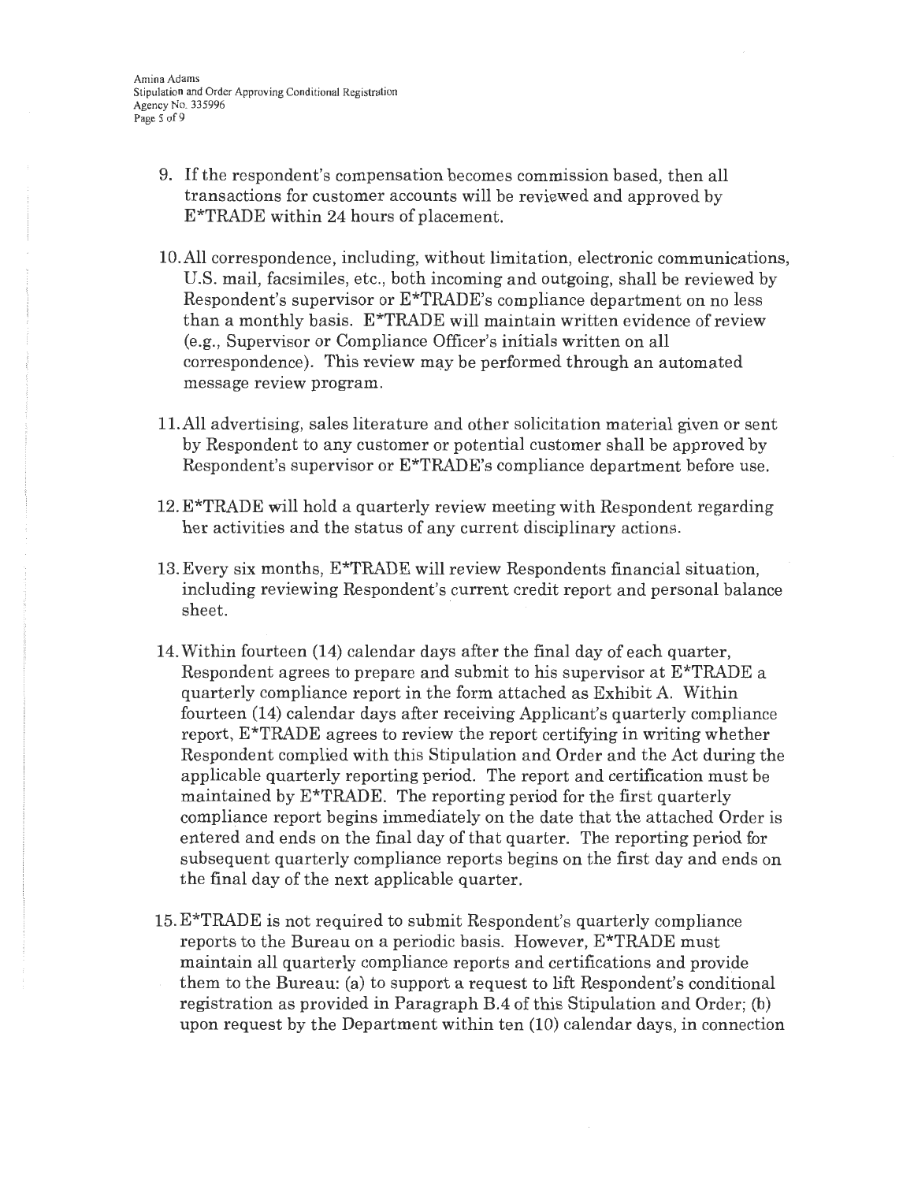9. If the respondent's compensation becomes commission based, then all transactions for customer accounts will be reviewed and approved by E*TRADE within 24 hours of placement.

10. All correspondence, including, without limitation, electronic communications, U.S. mail, facsimiles, etc., both incoming and outgoing, shall be reviewed by Respondent's supervisor or E*TRADE's compliance department on no less than a monthly basis. E*TRADE will maintain written evidence of review (e.g., Supervisor or Compliance Officer's initials written on all correspondence). This review may be performed through an automated message review program.

11. All advertising, sales literature and other solicitation material given or sent by Respondent to any customer or potential customer shall be approved by Respondent's supervisor or E*TRADE's compliance department before use.

12. E*TRADE will hold a quarterly review meeting with Respondent regarding her activities and the status of any current disciplinary actions.

13. Every six months, E*TRADE will review Respondents financial situation, including reviewing Respondent's current credit report and personal balance sheet.

14. Within fourteen (14) calendar days after the final day of each quarter, Respondent agrees to prepare and submit to his supervisor at E*TRADE a quarterly compliance report in the form attached as Exhibit A. Within fourteen (14) calendar days after receiving Applicant's quarterly compliance report, E*TRADE agrees to review the report certifying in writing whether Respondent complied with this Stipulation and Order and the Act during the applicable quarterly reporting period. The report and certification must be maintained by E*TRADE. The reporting period for the first quarterly compliance report begins immediately on the date that the attached Order is entered and ends on the final day of that quarter. The reporting period for subsequent quarterly compliance reports begins on the first day and ends on the final day of the next applicable quarter.

15. E*TRADE is not required to submit Respondent's quarterly compliance reports to the Bureau on a periodic basis. However, E*TRADE must maintain all quarterly compliance reports and certifications and provide them to the Bureau: (a) to support a request to lift Respondent's conditional registration as provided in Paragraph B.4 of this Stipulation and Order; (b) upon request by the Department within ten (10) calendar days, in connection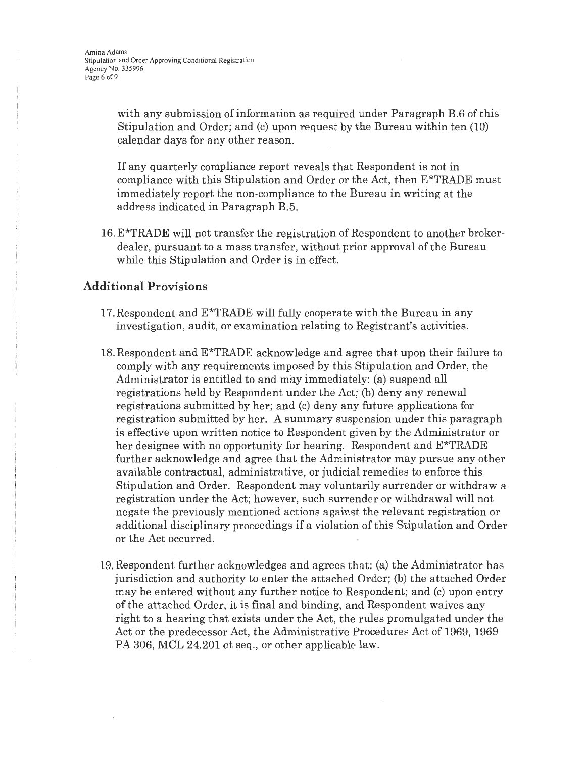with any submission of information as required under Paragraph B.6 of this Stipulation and Order; and (c) upon request by the Bureau within ten (10) calendar days for any other reason.

If any quarterly compliance report reveals that Respondent is not in compliance with this Stipulation and Order or the Act, then E*TRADE must immediately report the non-compliance to the Bureau in writing at the address indicated in Paragraph B.5.

16. E*TRADE will not transfer the registration of Respondent to another broker-dealer, pursuant to a mass transfer, without prior approval of the Bureau while this Stipulation and Order is in effect.

## Additional Provisions

17. Respondent and E*TRADE will fully cooperate with the Bureau in any investigation, audit, or examination relating to Registrant's activities.

18. Respondent and E*TRADE acknowledge and agree that upon their failure to comply with any requirements imposed by this Stipulation and Order, the Administrator is entitled to and may immediately: (a) suspend all registrations held by Respondent under the Act; (b) deny any renewal registrations submitted by her; and (c) deny any future applications for registration submitted by her. A summary suspension under this paragraph is effective upon written notice to Respondent given by the Administrator or her designee with no opportunity for hearing. Respondent and E*TRADE further acknowledge and agree that the Administrator may pursue any other available contractual, administrative, or judicial remedies to enforce this Stipulation and Order. Respondent may voluntarily surrender or withdraw a registration under the Act; however, such surrender or withdrawal will not negate the previously mentioned actions against the relevant registration or additional disciplinary proceedings if a violation of this Stipulation and Order or the Act occurred.

19. Respondent further acknowledges and agrees that: (a) the Administrator has jurisdiction and authority to enter the attached Order; (b) the attached Order may be entered without any further notice to Respondent; and (c) upon entry of the attached Order, it is final and binding, and Respondent waives any right to a hearing that exists under the Act, the rules promulgated under the Act or the predecessor Act, the Administrative Procedures Act of 1969, 1969 PA 306, MCL 24.201 et seq., or other applicable law.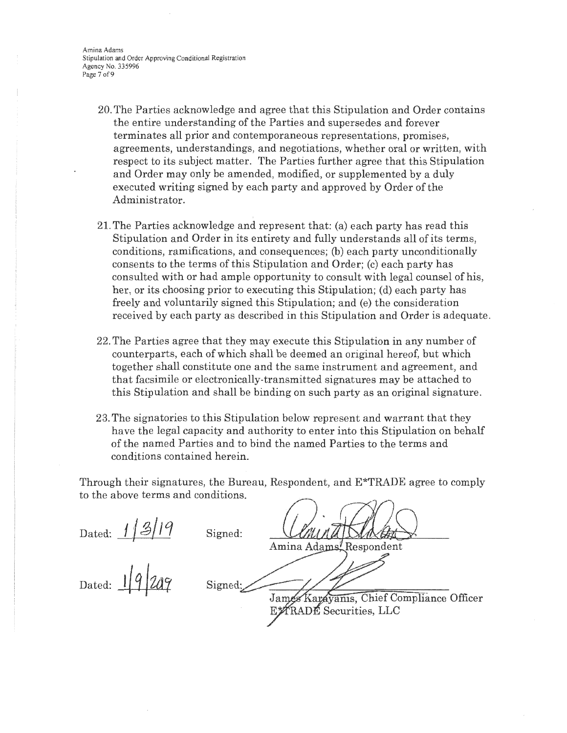20. The Parties acknowledge and agree that this Stipulation and Order contains the entire understanding of the Parties and supersedes and forever terminates all prior and contemporaneous representations, promises, agreements, understandings, and negotiations, whether oral or written, with respect to its subject matter. The Parties further agree that this Stipulation and Order may only be amended, modified, or supplemented by a duly executed writing signed by each party and approved by Order of the Administrator.

21. The Parties acknowledge and represent that: (a) each party has read this Stipulation and Order in its entirety and fully understands all of its terms, conditions, ramifications, and consequences; (b) each party unconditionally consents to the terms of this Stipulation and Order; (c) each party has consulted with or had ample opportunity to consult with legal counsel of his, her, or its choosing prior to executing this Stipulation; (d) each party has freely and voluntarily signed this Stipulation; and (e) the consideration received by each party as described in this Stipulation and Order is adequate.

22. The Parties agree that they may execute this Stipulation in any number of counterparts, each of which shall be deemed an original hereof, but which together shall constitute one and the same instrument and agreement, and that facsimile or electronically-transmitted signatures may be attached to this Stipulation and shall be binding on such party as an original signature.

23. The signatories to this Stipulation below represent and warrant that they have the legal capacity and authority to enter into this Stipulation on behalf of the named Parties and to bind the named Parties to the terms and conditions contained herein.

Through their signatures, the Bureau, Respondent, and E*TRADE agree to comply to the above terms and conditions.

Dated: 1/3/19 Signed: ______________________
Amina Adams, Respondent

Dated: 1/9/2019 Signed: ______________________
James Karayanis, Chief Compliance Officer
E*TRADE Securities, LLC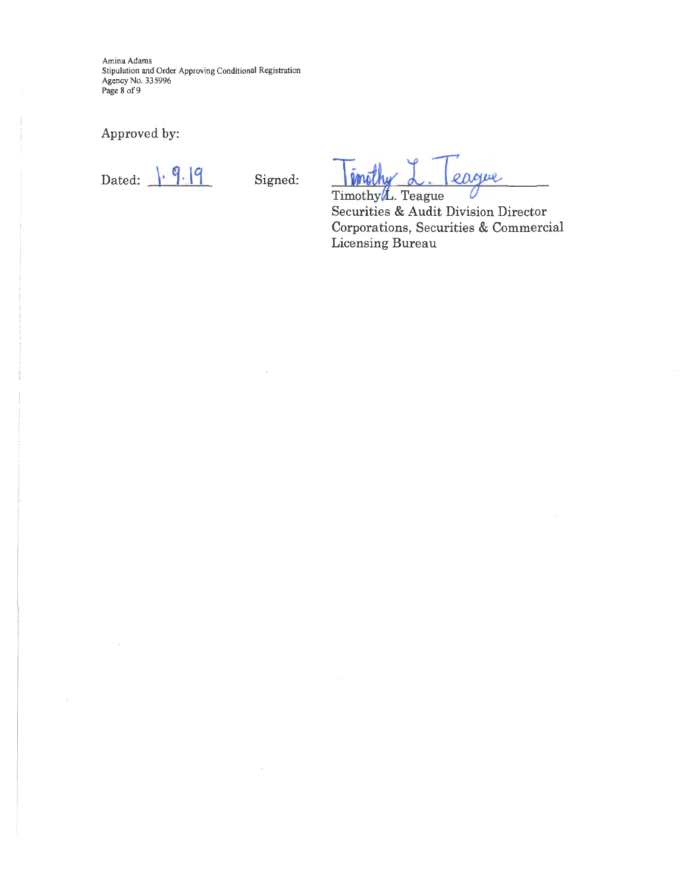Approved by:

Dated: 1.9.19

Signed: Timothy L. Teague

Timothy L. Teague
Securities & Audit Division Director
Corporations, Securities & Commercial Licensing Bureau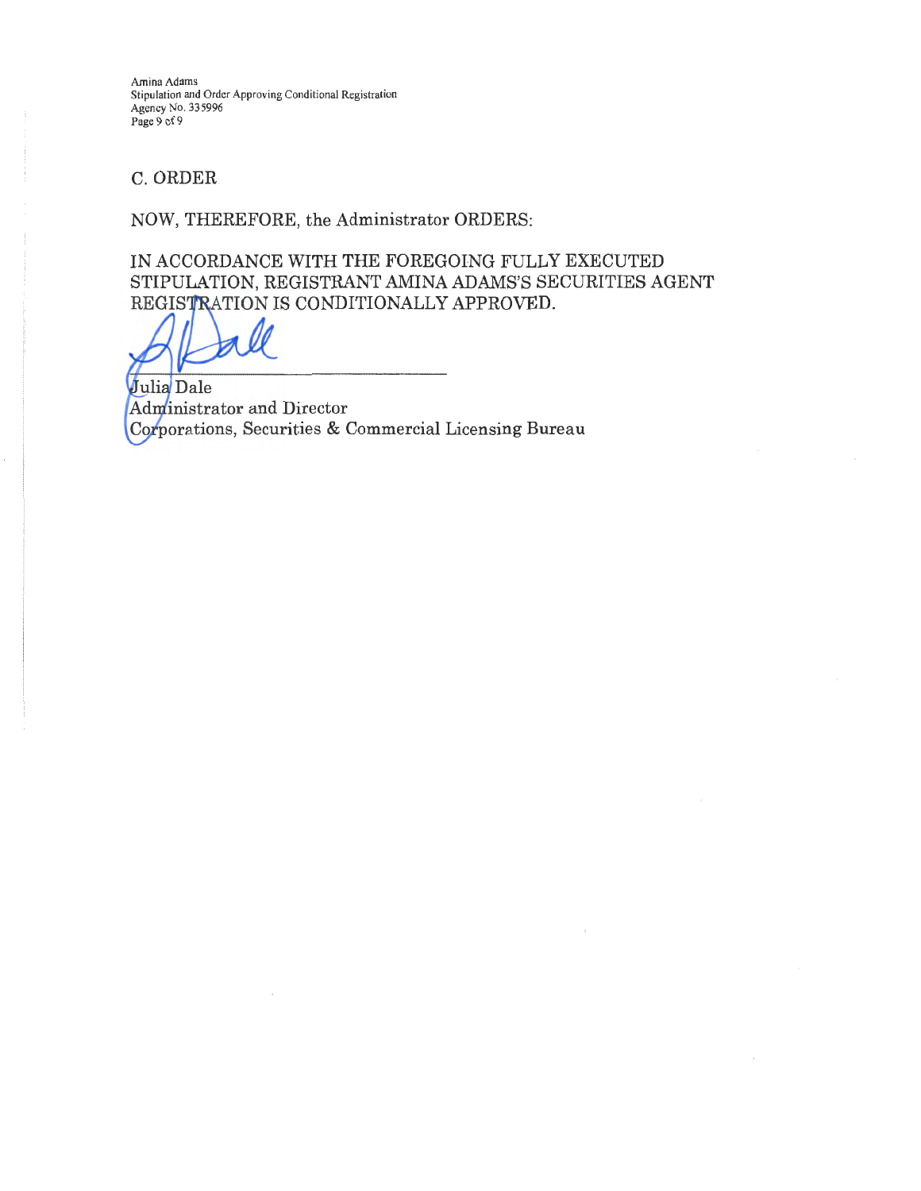## C. ORDER

NOW, THEREFORE, the Administrator ORDERS:

IN ACCORDANCE WITH THE FOREGOING FULLY EXECUTED STIPULATION, REGISTRANT AMINA ADAMS'S SECURITIES AGENT REGISTRATION IS CONDITIONALLY APPROVED.

Julia Dale
Administrator and Director
Corporations, Securities & Commercial Licensing Bureau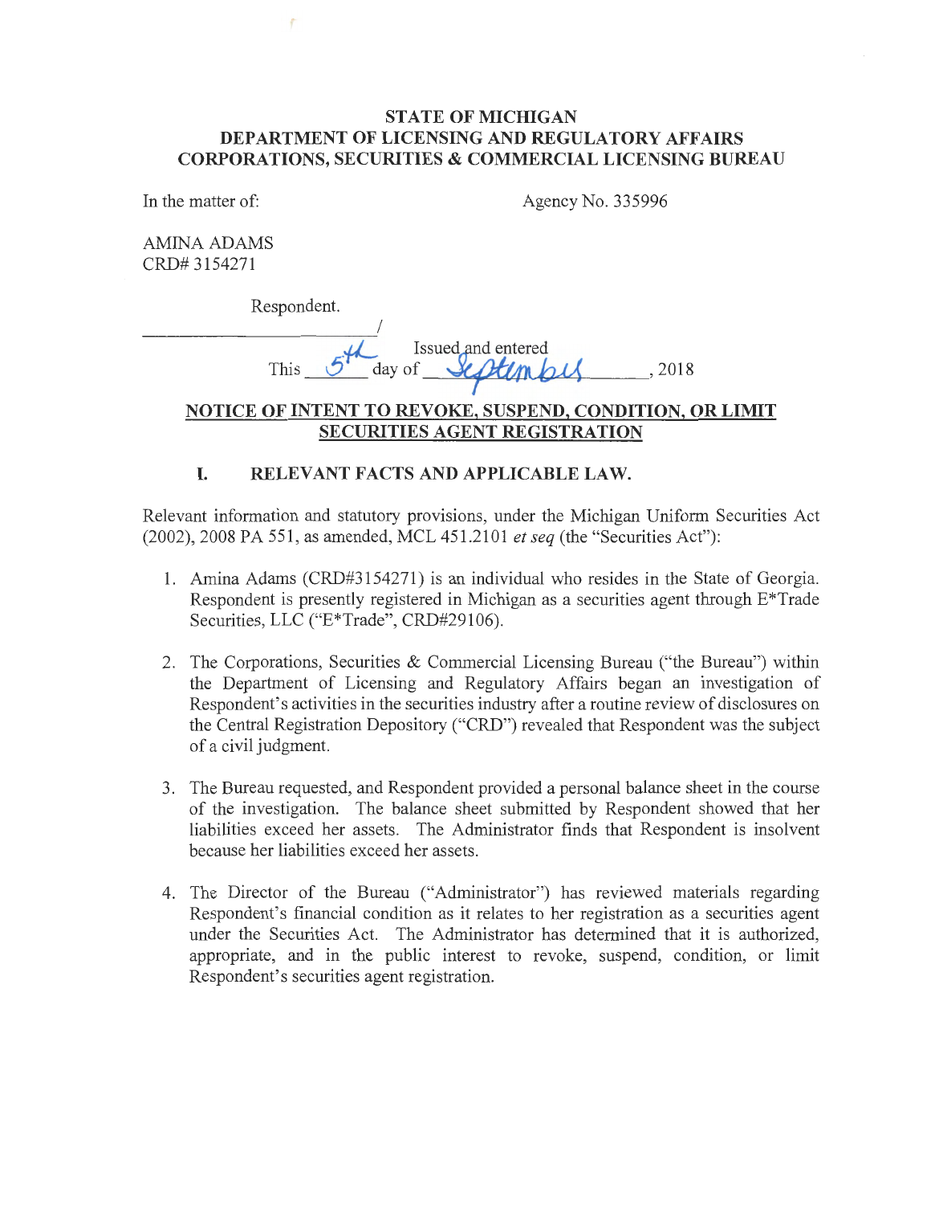**STATE OF MICHIGAN**
**DEPARTMENT OF LICENSING AND REGULATORY AFFAIRS**
**CORPORATIONS, SECURITIES & COMMERCIAL LICENSING BUREAU**

In the matter of: Agency No. 335996

AMINA ADAMS
CRD# 3154271

Respondent.
_______________________/

Issued and entered
This 5th day of September, 2018

## NOTICE OF INTENT TO REVOKE, SUSPEND, CONDITION, OR LIMIT SECURITIES AGENT REGISTRATION

### I. RELEVANT FACTS AND APPLICABLE LAW.

Relevant information and statutory provisions, under the Michigan Uniform Securities Act (2002), 2008 PA 551, as amended, MCL 451.2101 *et seq* (the "Securities Act"):

1. Amina Adams (CRD#3154271) is an individual who resides in the State of Georgia. Respondent is presently registered in Michigan as a securities agent through E*Trade Securities, LLC ("E*Trade", CRD#29106).

2. The Corporations, Securities & Commercial Licensing Bureau ("the Bureau") within the Department of Licensing and Regulatory Affairs began an investigation of Respondent's activities in the securities industry after a routine review of disclosures on the Central Registration Depository ("CRD") revealed that Respondent was the subject of a civil judgment.

3. The Bureau requested, and Respondent provided a personal balance sheet in the course of the investigation. The balance sheet submitted by Respondent showed that her liabilities exceed her assets. The Administrator finds that Respondent is insolvent because her liabilities exceed her assets.

4. The Director of the Bureau ("Administrator") has reviewed materials regarding Respondent's financial condition as it relates to her registration as a securities agent under the Securities Act. The Administrator has determined that it is authorized, appropriate, and in the public interest to revoke, suspend, condition, or limit Respondent's securities agent registration.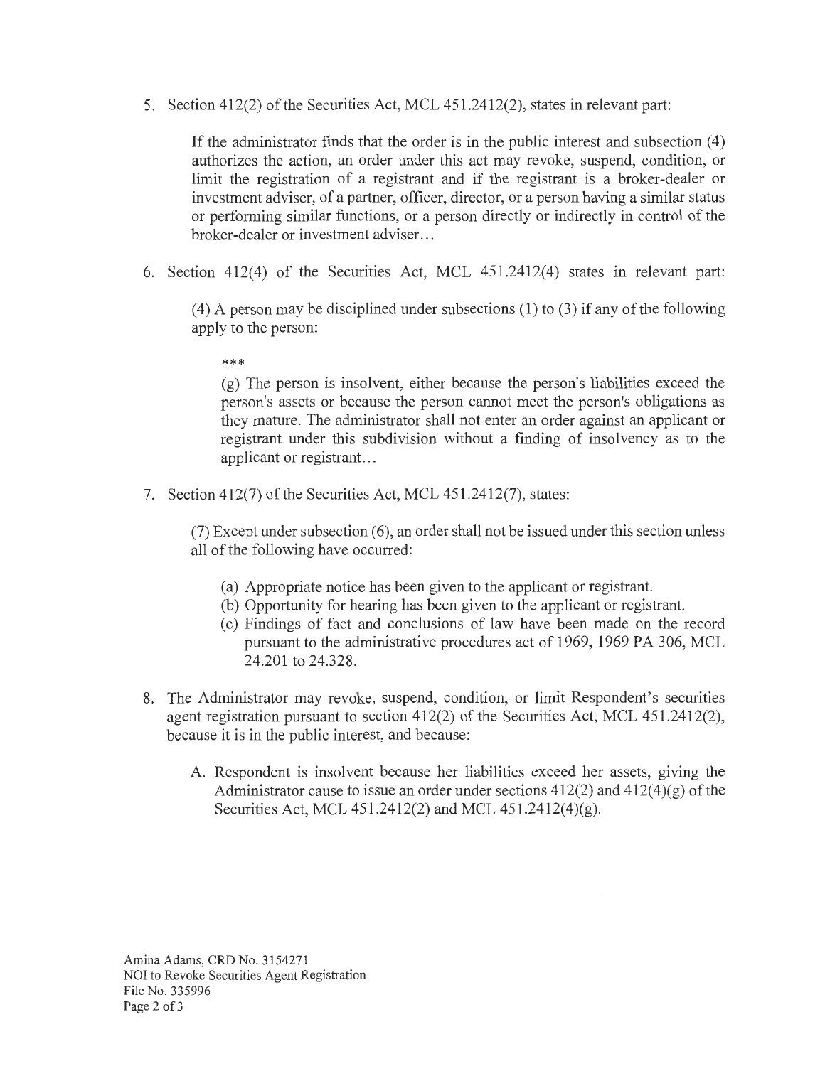5. Section 412(2) of the Securities Act, MCL 451.2412(2), states in relevant part:

   If the administrator finds that the order is in the public interest and subsection (4) authorizes the action, an order under this act may revoke, suspend, condition, or limit the registration of a registrant and if the registrant is a broker-dealer or investment adviser, of a partner, officer, director, or a person having a similar status or performing similar functions, or a person directly or indirectly in control of the broker-dealer or investment adviser…

6. Section 412(4) of the Securities Act, MCL 451.2412(4) states in relevant part:

   (4) A person may be disciplined under subsections (1) to (3) if any of the following apply to the person:

   ***

   (g) The person is insolvent, either because the person's liabilities exceed the person's assets or because the person cannot meet the person's obligations as they mature. The administrator shall not enter an order against an applicant or registrant under this subdivision without a finding of insolvency as to the applicant or registrant…

7. Section 412(7) of the Securities Act, MCL 451.2412(7), states:

   (7) Except under subsection (6), an order shall not be issued under this section unless all of the following have occurred:

   (a) Appropriate notice has been given to the applicant or registrant.
   (b) Opportunity for hearing has been given to the applicant or registrant.
   (c) Findings of fact and conclusions of law have been made on the record pursuant to the administrative procedures act of 1969, 1969 PA 306, MCL 24.201 to 24.328.

8. The Administrator may revoke, suspend, condition, or limit Respondent's securities agent registration pursuant to section 412(2) of the Securities Act, MCL 451.2412(2), because it is in the public interest, and because:

   A. Respondent is insolvent because her liabilities exceed her assets, giving the Administrator cause to issue an order under sections 412(2) and 412(4)(g) of the Securities Act, MCL 451.2412(2) and MCL 451.2412(4)(g).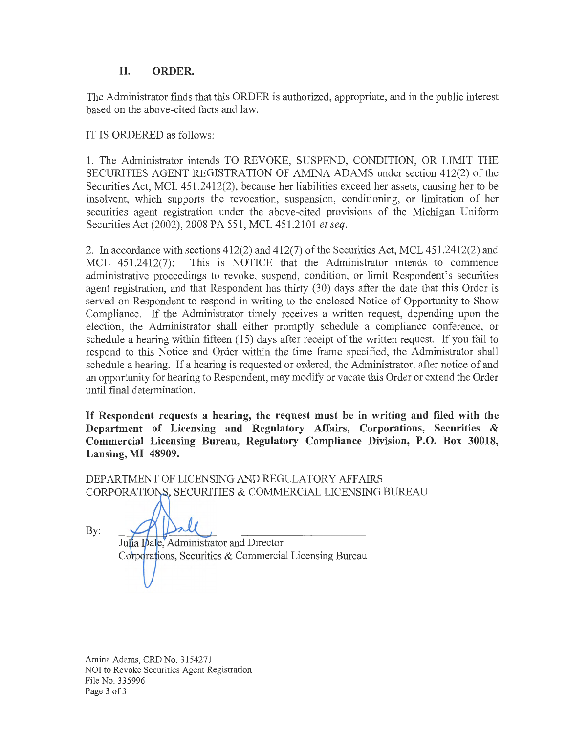## II. ORDER.

The Administrator finds that this ORDER is authorized, appropriate, and in the public interest based on the above-cited facts and law.

IT IS ORDERED as follows:

1. The Administrator intends TO REVOKE, SUSPEND, CONDITION, OR LIMIT THE SECURITIES AGENT REGISTRATION OF AMINA ADAMS under section 412(2) of the Securities Act, MCL 451.2412(2), because her liabilities exceed her assets, causing her to be insolvent, which supports the revocation, suspension, conditioning, or limitation of her securities agent registration under the above-cited provisions of the Michigan Uniform Securities Act (2002), 2008 PA 551, MCL 451.2101 *et seq*.

2. In accordance with sections 412(2) and 412(7) of the Securities Act, MCL 451.2412(2) and MCL 451.2412(7): This is NOTICE that the Administrator intends to commence administrative proceedings to revoke, suspend, condition, or limit Respondent's securities agent registration, and that Respondent has thirty (30) days after the date that this Order is served on Respondent to respond in writing to the enclosed Notice of Opportunity to Show Compliance. If the Administrator timely receives a written request, depending upon the election, the Administrator shall either promptly schedule a compliance conference, or schedule a hearing within fifteen (15) days after receipt of the written request. If you fail to respond to this Notice and Order within the time frame specified, the Administrator shall schedule a hearing. If a hearing is requested or ordered, the Administrator, after notice of and an opportunity for hearing to Respondent, may modify or vacate this Order or extend the Order until final determination.

**If Respondent requests a hearing, the request must be in writing and filed with the Department of Licensing and Regulatory Affairs, Corporations, Securities & Commercial Licensing Bureau, Regulatory Compliance Division, P.O. Box 30018, Lansing, MI 48909.**

DEPARTMENT OF LICENSING AND REGULATORY AFFAIRS
CORPORATIONS, SECURITIES & COMMERCIAL LICENSING BUREAU

By: ______________________________

Julia Dale, Administrator and Director
Corporations, Securities & Commercial Licensing Bureau

Amina Adams, CRD No. 3154271
NOI to Revoke Securities Agent Registration
File No. 335996